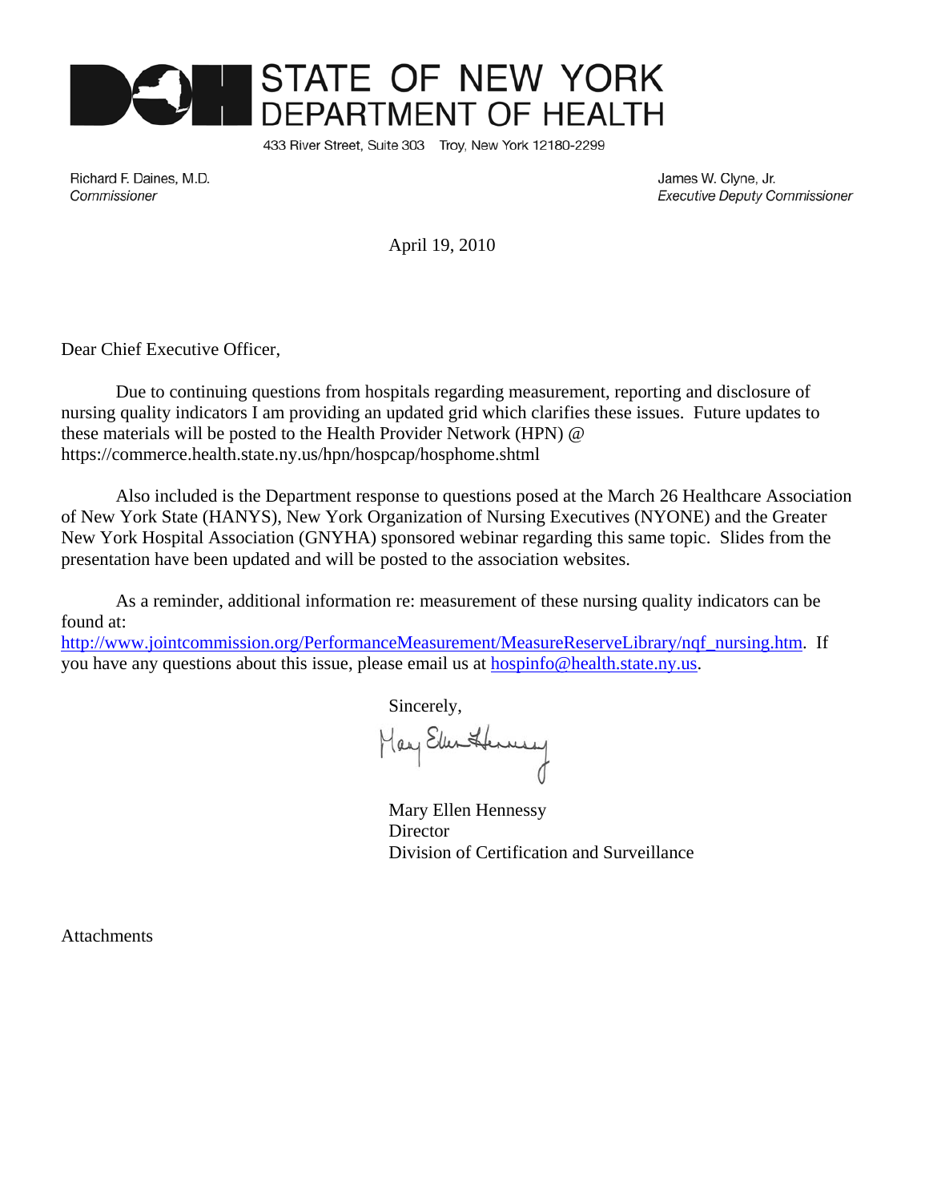# STATE OF NEW YORK
## DEPARTMENT OF HEALTH

433 River Street, Suite 303 Troy, New York 12180-2299

Richard F. Daines, M.D.
*Commissioner*

James W. Clyne, Jr.
*Executive Deputy Commissioner*

April 19, 2010

Dear Chief Executive Officer,

Due to continuing questions from hospitals regarding measurement, reporting and disclosure of nursing quality indicators I am providing an updated grid which clarifies these issues. Future updates to these materials will be posted to the Health Provider Network (HPN) @ https://commerce.health.state.ny.us/hpn/hospcap/hosphome.shtml

Also included is the Department response to questions posed at the March 26 Healthcare Association of New York State (HANYS), New York Organization of Nursing Executives (NYONE) and the Greater New York Hospital Association (GNYHA) sponsored webinar regarding this same topic. Slides from the presentation have been updated and will be posted to the association websites.

As a reminder, additional information re: measurement of these nursing quality indicators can be found at:
http://www.jointcommission.org/PerformanceMeasurement/MeasureReserveLibrary/nqf_nursing.htm. If you have any questions about this issue, please email us at hospinfo@health.state.ny.us.

Sincerely,

Mary Ellen Hennessy
Director
Division of Certification and Surveillance

Attachments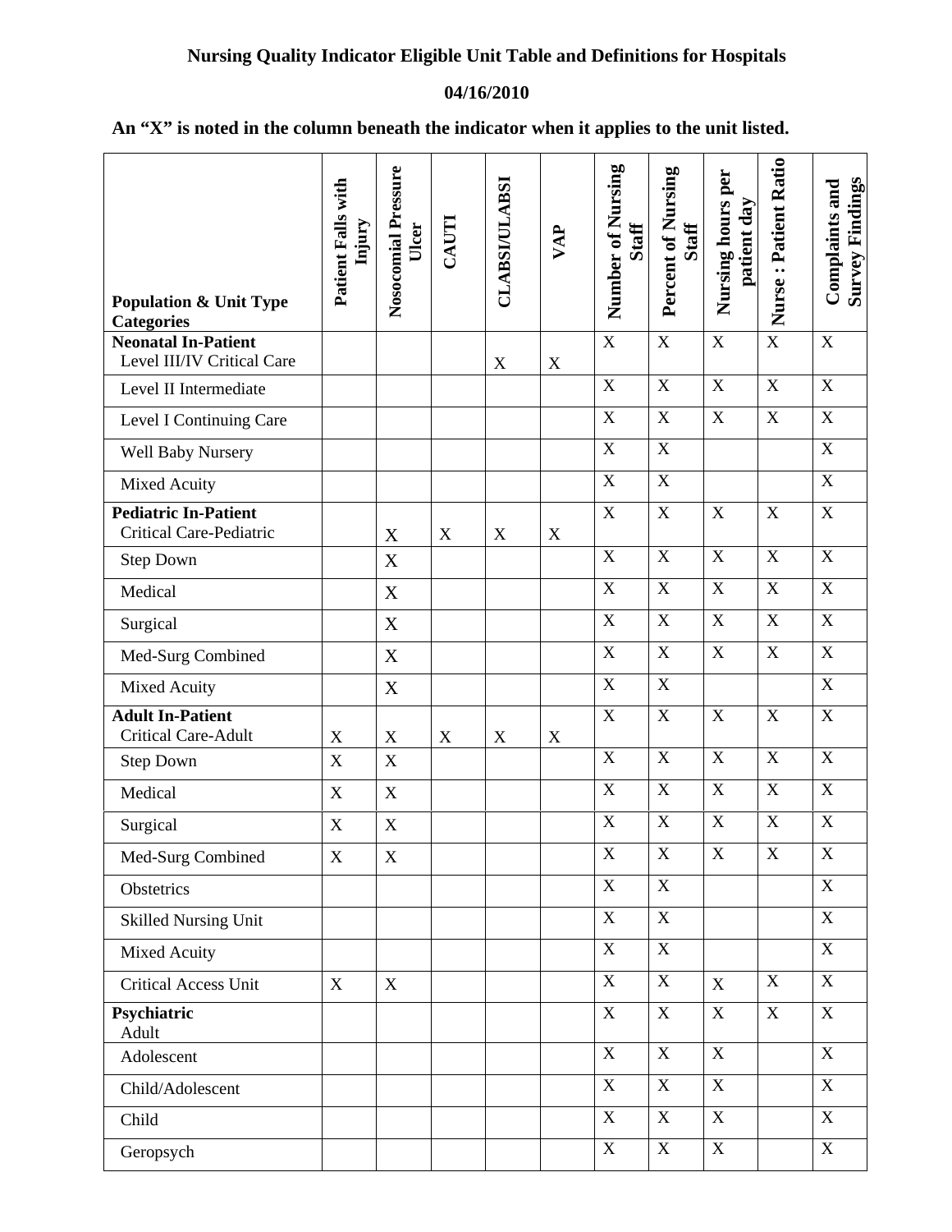**Nursing Quality Indicator Eligible Unit Table and Definitions for Hospitals**

**04/16/2010**

**An "X" is noted in the column beneath the indicator when it applies to the unit listed.**

| Population & Unit Type Categories | Patient Falls with Injury | Nosocomial Pressure Ulcer | CAUTI | CLABSI/ULABSI | VAP | Number of Nursing Staff | Percent of Nursing Staff | Nursing hours per patient day | Nurse : Patient Ratio | Complaints and Survey Findings |
|---|---|---|---|---|---|---|---|---|---|---|
| **Neonatal In-Patient** | | | | | | | | | | |
| Level III/IV Critical Care | | | | X | X | X | X | X | X | X |
| Level II Intermediate | | | | | | X | X | X | X | X |
| Level I Continuing Care | | | | | | X | X | X | X | X |
| Well Baby Nursery | | | | | | X | X | | | X |
| Mixed Acuity | | | | | | X | X | | | X |
| **Pediatric In-Patient** | | | | | | | | | | |
| Critical Care-Pediatric | | X | X | X | X | X | X | X | X | X |
| Step Down | | X | | | | X | X | X | X | X |
| Medical | | X | | | | X | X | X | X | X |
| Surgical | | X | | | | X | X | X | X | X |
| Med-Surg Combined | | X | | | | X | X | X | X | X |
| Mixed Acuity | | X | | | | X | X | | | X |
| **Adult In-Patient** | | | | | | | | | | |
| Critical Care-Adult | X | X | X | X | X | X | X | X | X | X |
| Step Down | X | X | | | | X | X | X | X | X |
| Medical | X | X | | | | X | X | X | X | X |
| Surgical | X | X | | | | X | X | X | X | X |
| Med-Surg Combined | X | X | | | | X | X | X | X | X |
| Obstetrics | | | | | | X | X | | | X |
| Skilled Nursing Unit | | | | | | X | X | | | X |
| Mixed Acuity | | | | | | X | X | | | X |
| Critical Access Unit | X | X | | | | X | X | X | X | X |
| **Psychiatric** | | | | | | | | | | |
| Adult | | | | | | X | X | X | X | X |
| Adolescent | | | | | | X | X | X | | X |
| Child/Adolescent | | | | | | X | X | X | | X |
| Child | | | | | | X | X | X | | X |
| Geropsych | | | | | | X | X | X | | X |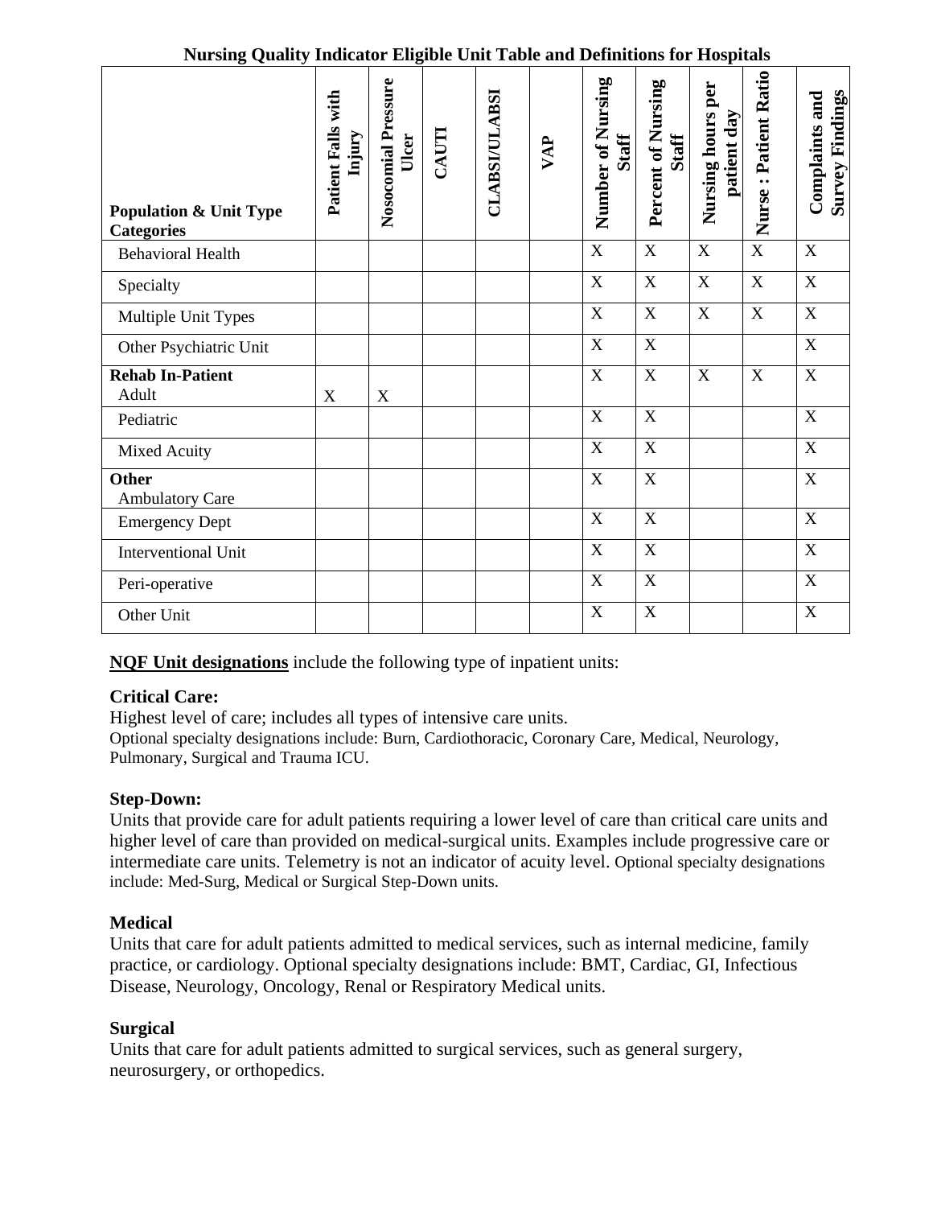**Nursing Quality Indicator Eligible Unit Table and Definitions for Hospitals**

| Population & Unit Type Categories | Patient Falls with Injury | Nosocomial Pressure Ulcer | CAUTI | CLABSI/ULABSI | VAP | Number of Nursing Staff | Percent of Nursing Staff | Nursing hours per patient day | Nurse : Patient Ratio | Complaints and Survey Findings |
|---|---|---|---|---|---|---|---|---|---|---|
| Behavioral Health | | | | | | X | X | X | X | X |
| Specialty | | | | | | X | X | X | X | X |
| Multiple Unit Types | | | | | | X | X | X | X | X |
| Other Psychiatric Unit | | | | | | X | X | | | X |
| **Rehab In-Patient** Adult | X | X | | | | X | X | X | X | X |
| Pediatric | | | | | | X | X | | | X |
| Mixed Acuity | | | | | | X | X | | | X |
| **Other** Ambulatory Care | | | | | | X | X | | | X |
| Emergency Dept | | | | | | X | X | | | X |
| Interventional Unit | | | | | | X | X | | | X |
| Peri-operative | | | | | | X | X | | | X |
| Other Unit | | | | | | X | X | | | X |

**NQF Unit designations** include the following type of inpatient units:

**Critical Care:**
Highest level of care; includes all types of intensive care units.
Optional specialty designations include: Burn, Cardiothoracic, Coronary Care, Medical, Neurology, Pulmonary, Surgical and Trauma ICU.

**Step-Down:**
Units that provide care for adult patients requiring a lower level of care than critical care units and higher level of care than provided on medical-surgical units. Examples include progressive care or intermediate care units. Telemetry is not an indicator of acuity level. Optional specialty designations include: Med-Surg, Medical or Surgical Step-Down units.

**Medical**
Units that care for adult patients admitted to medical services, such as internal medicine, family practice, or cardiology. Optional specialty designations include: BMT, Cardiac, GI, Infectious Disease, Neurology, Oncology, Renal or Respiratory Medical units.

**Surgical**
Units that care for adult patients admitted to surgical services, such as general surgery, neurosurgery, or orthopedics.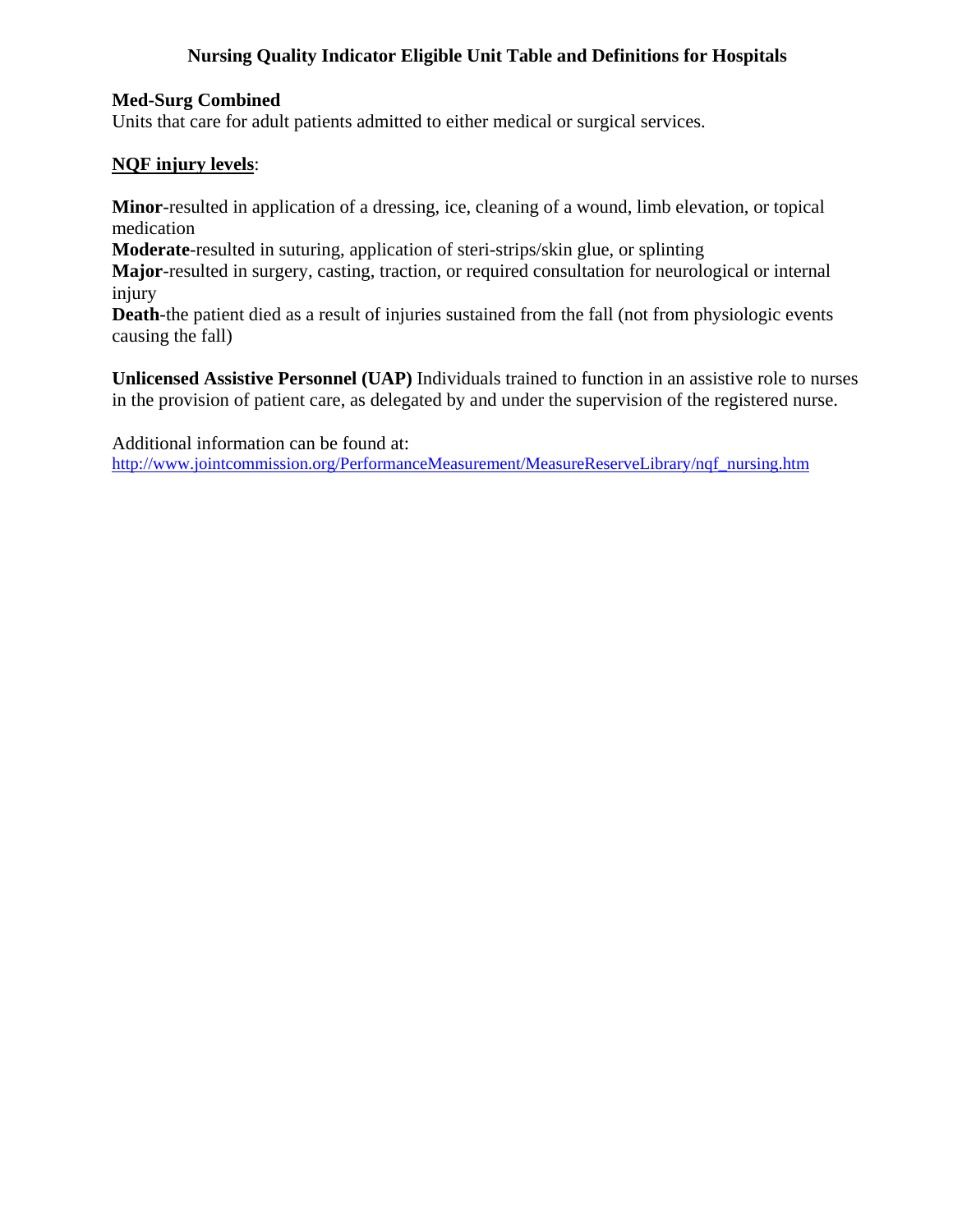## Nursing Quality Indicator Eligible Unit Table and Definitions for Hospitals

**Med-Surg Combined**
Units that care for adult patients admitted to either medical or surgical services.

**NQF injury levels**:

**Minor**-resulted in application of a dressing, ice, cleaning of a wound, limb elevation, or topical medication
**Moderate**-resulted in suturing, application of steri-strips/skin glue, or splinting
**Major**-resulted in surgery, casting, traction, or required consultation for neurological or internal injury
**Death**-the patient died as a result of injuries sustained from the fall (not from physiologic events causing the fall)

**Unlicensed Assistive Personnel (UAP)** Individuals trained to function in an assistive role to nurses in the provision of patient care, as delegated by and under the supervision of the registered nurse.

Additional information can be found at:
http://www.jointcommission.org/PerformanceMeasurement/MeasureReserveLibrary/nqf_nursing.htm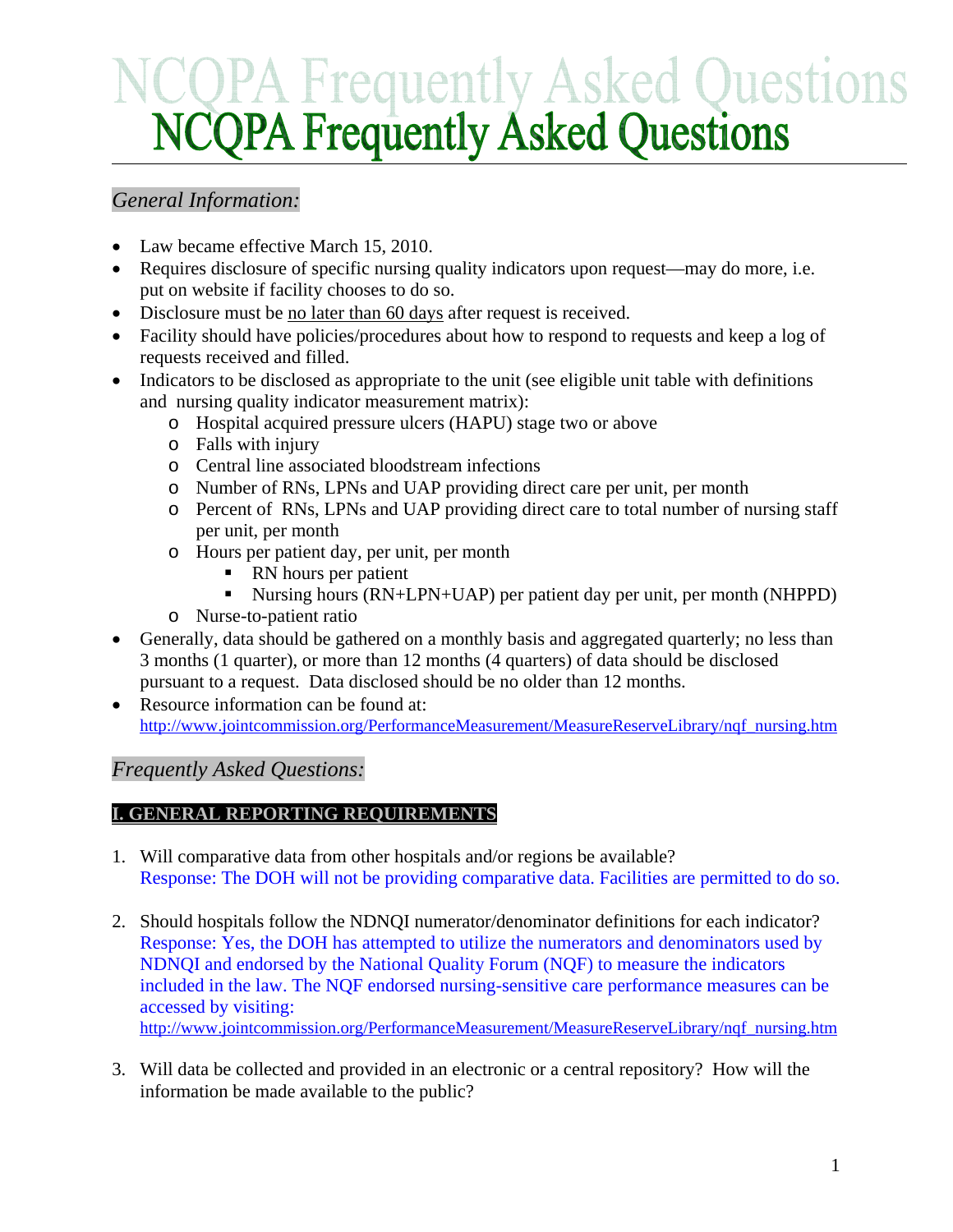# NCQPA Frequently Asked Questions

## *General Information:*

- Law became effective March 15, 2010.
- Requires disclosure of specific nursing quality indicators upon request—may do more, i.e. put on website if facility chooses to do so.
- Disclosure must be no later than 60 days after request is received.
- Facility should have policies/procedures about how to respond to requests and keep a log of requests received and filled.
- Indicators to be disclosed as appropriate to the unit (see eligible unit table with definitions and nursing quality indicator measurement matrix):
  - Hospital acquired pressure ulcers (HAPU) stage two or above
  - Falls with injury
  - Central line associated bloodstream infections
  - Number of RNs, LPNs and UAP providing direct care per unit, per month
  - Percent of RNs, LPNs and UAP providing direct care to total number of nursing staff per unit, per month
  - Hours per patient day, per unit, per month
    - RN hours per patient
    - Nursing hours (RN+LPN+UAP) per patient day per unit, per month (NHPPD)
  - Nurse-to-patient ratio
- Generally, data should be gathered on a monthly basis and aggregated quarterly; no less than 3 months (1 quarter), or more than 12 months (4 quarters) of data should be disclosed pursuant to a request. Data disclosed should be no older than 12 months.
- Resource information can be found at: http://www.jointcommission.org/PerformanceMeasurement/MeasureReserveLibrary/nqf_nursing.htm

## *Frequently Asked Questions:*

### I. GENERAL REPORTING REQUIREMENTS

1. Will comparative data from other hospitals and/or regions be available?
   Response: The DOH will not be providing comparative data. Facilities are permitted to do so.

2. Should hospitals follow the NDNQI numerator/denominator definitions for each indicator?
   Response: Yes, the DOH has attempted to utilize the numerators and denominators used by NDNQI and endorsed by the National Quality Forum (NQF) to measure the indicators included in the law. The NQF endorsed nursing-sensitive care performance measures can be accessed by visiting:
   http://www.jointcommission.org/PerformanceMeasurement/MeasureReserveLibrary/nqf_nursing.htm

3. Will data be collected and provided in an electronic or a central repository? How will the information be made available to the public?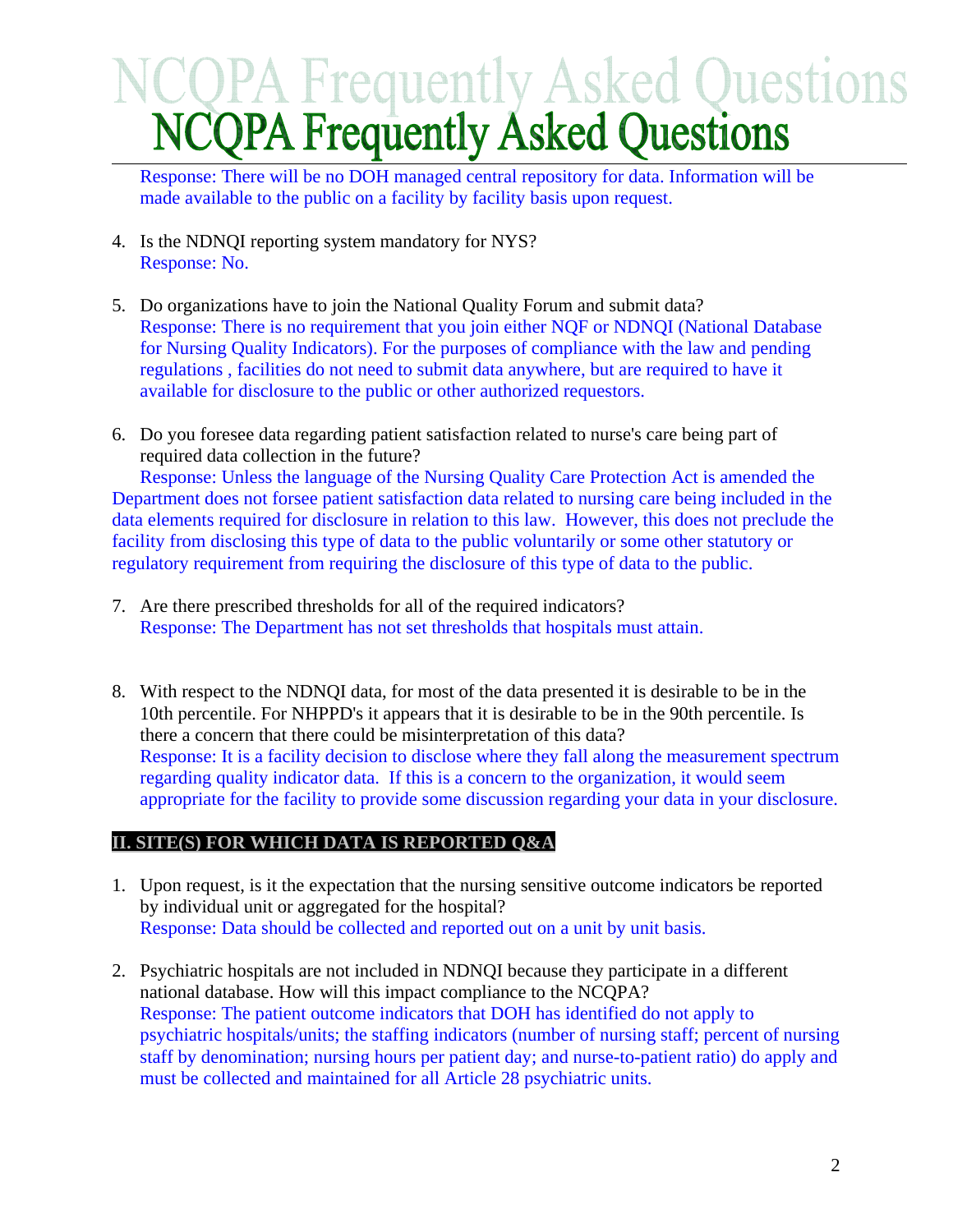Response: There will be no DOH managed central repository for data. Information will be made available to the public on a facility by facility basis upon request.

4. Is the NDNQI reporting system mandatory for NYS?
   Response: No.

5. Do organizations have to join the National Quality Forum and submit data?
   Response: There is no requirement that you join either NQF or NDNQI (National Database for Nursing Quality Indicators). For the purposes of compliance with the law and pending regulations , facilities do not need to submit data anywhere, but are required to have it available for disclosure to the public or other authorized requestors.

6. Do you foresee data regarding patient satisfaction related to nurse's care being part of required data collection in the future?
   Response: Unless the language of the Nursing Quality Care Protection Act is amended the Department does not forsee patient satisfaction data related to nursing care being included in the data elements required for disclosure in relation to this law. However, this does not preclude the facility from disclosing this type of data to the public voluntarily or some other statutory or regulatory requirement from requiring the disclosure of this type of data to the public.

7. Are there prescribed thresholds for all of the required indicators?
   Response: The Department has not set thresholds that hospitals must attain.

8. With respect to the NDNQI data, for most of the data presented it is desirable to be in the 10th percentile. For NHPPD's it appears that it is desirable to be in the 90th percentile. Is there a concern that there could be misinterpretation of this data?
   Response: It is a facility decision to disclose where they fall along the measurement spectrum regarding quality indicator data. If this is a concern to the organization, it would seem appropriate for the facility to provide some discussion regarding your data in your disclosure.

## II. SITE(S) FOR WHICH DATA IS REPORTED Q&A

1. Upon request, is it the expectation that the nursing sensitive outcome indicators be reported by individual unit or aggregated for the hospital?
   Response: Data should be collected and reported out on a unit by unit basis.

2. Psychiatric hospitals are not included in NDNQI because they participate in a different national database. How will this impact compliance to the NCQPA?
   Response: The patient outcome indicators that DOH has identified do not apply to psychiatric hospitals/units; the staffing indicators (number of nursing staff; percent of nursing staff by denomination; nursing hours per patient day; and nurse-to-patient ratio) do apply and must be collected and maintained for all Article 28 psychiatric units.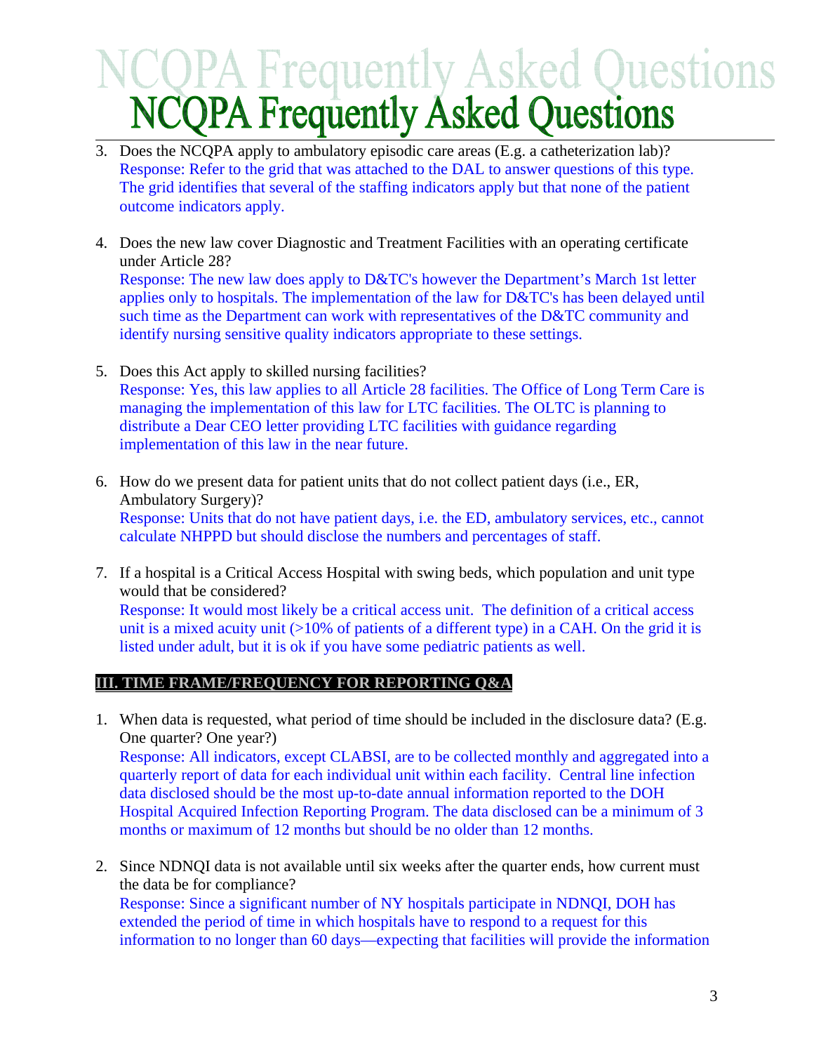3. Does the NCQPA apply to ambulatory episodic care areas (E.g. a catheterization lab)?
   Response: Refer to the grid that was attached to the DAL to answer questions of this type. The grid identifies that several of the staffing indicators apply but that none of the patient outcome indicators apply.

4. Does the new law cover Diagnostic and Treatment Facilities with an operating certificate under Article 28?
   Response: The new law does apply to D&TC's however the Department's March 1st letter applies only to hospitals. The implementation of the law for D&TC's has been delayed until such time as the Department can work with representatives of the D&TC community and identify nursing sensitive quality indicators appropriate to these settings.

5. Does this Act apply to skilled nursing facilities?
   Response: Yes, this law applies to all Article 28 facilities. The Office of Long Term Care is managing the implementation of this law for LTC facilities. The OLTC is planning to distribute a Dear CEO letter providing LTC facilities with guidance regarding implementation of this law in the near future.

6. How do we present data for patient units that do not collect patient days (i.e., ER, Ambulatory Surgery)?
   Response: Units that do not have patient days, i.e. the ED, ambulatory services, etc., cannot calculate NHPPD but should disclose the numbers and percentages of staff.

7. If a hospital is a Critical Access Hospital with swing beds, which population and unit type would that be considered?
   Response: It would most likely be a critical access unit. The definition of a critical access unit is a mixed acuity unit (>10% of patients of a different type) in a CAH. On the grid it is listed under adult, but it is ok if you have some pediatric patients as well.

## III. TIME FRAME/FREQUENCY FOR REPORTING Q&A

1. When data is requested, what period of time should be included in the disclosure data? (E.g. One quarter? One year?)
   Response: All indicators, except CLABSI, are to be collected monthly and aggregated into a quarterly report of data for each individual unit within each facility. Central line infection data disclosed should be the most up-to-date annual information reported to the DOH Hospital Acquired Infection Reporting Program. The data disclosed can be a minimum of 3 months or maximum of 12 months but should be no older than 12 months.

2. Since NDNQI data is not available until six weeks after the quarter ends, how current must the data be for compliance?
   Response: Since a significant number of NY hospitals participate in NDNQI, DOH has extended the period of time in which hospitals have to respond to a request for this information to no longer than 60 days—expecting that facilities will provide the information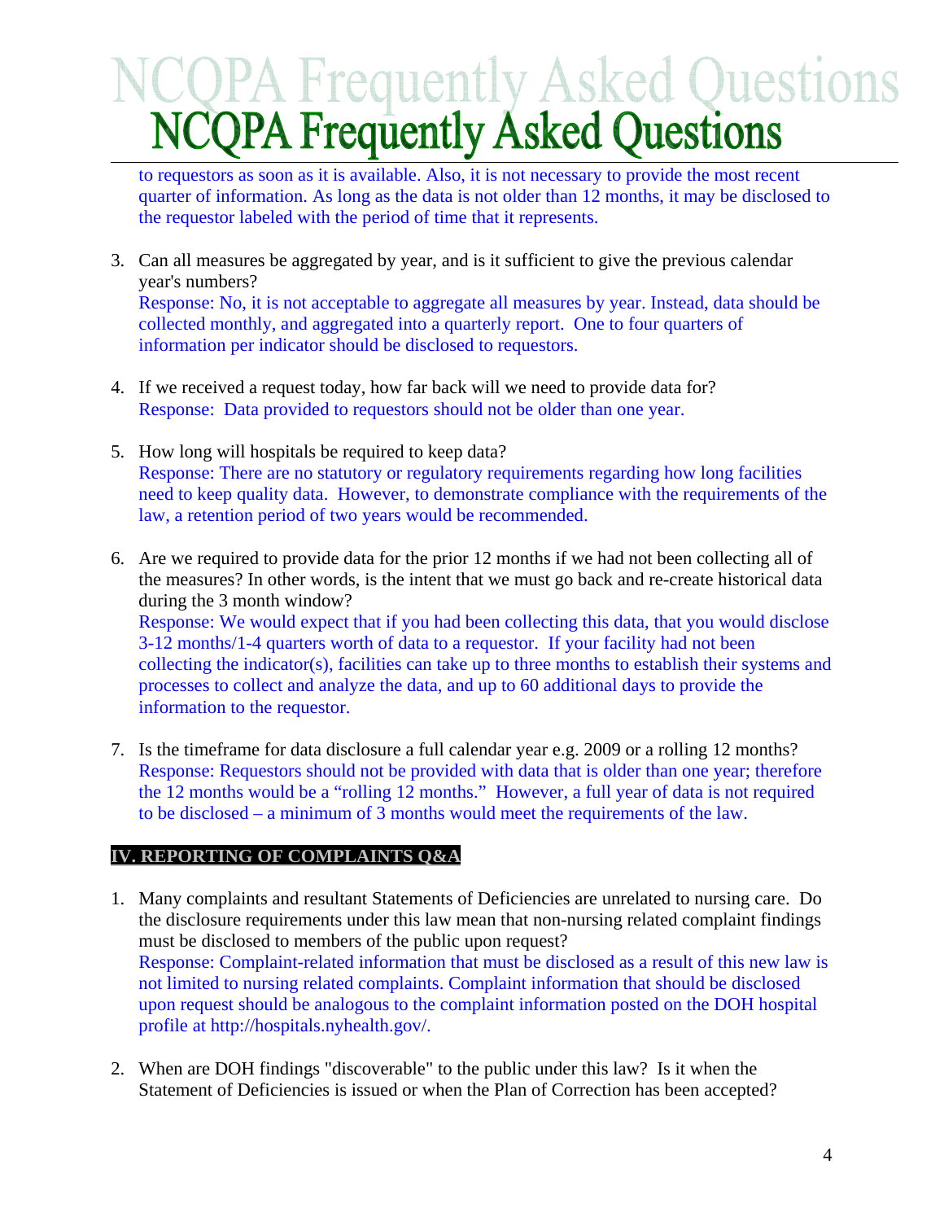to requestors as soon as it is available. Also, it is not necessary to provide the most recent quarter of information. As long as the data is not older than 12 months, it may be disclosed to the requestor labeled with the period of time that it represents.

3. Can all measures be aggregated by year, and is it sufficient to give the previous calendar year's numbers?
   Response: No, it is not acceptable to aggregate all measures by year. Instead, data should be collected monthly, and aggregated into a quarterly report. One to four quarters of information per indicator should be disclosed to requestors.

4. If we received a request today, how far back will we need to provide data for?
   Response: Data provided to requestors should not be older than one year.

5. How long will hospitals be required to keep data?
   Response: There are no statutory or regulatory requirements regarding how long facilities need to keep quality data. However, to demonstrate compliance with the requirements of the law, a retention period of two years would be recommended.

6. Are we required to provide data for the prior 12 months if we had not been collecting all of the measures? In other words, is the intent that we must go back and re-create historical data during the 3 month window?
   Response: We would expect that if you had been collecting this data, that you would disclose 3-12 months/1-4 quarters worth of data to a requestor. If your facility had not been collecting the indicator(s), facilities can take up to three months to establish their systems and processes to collect and analyze the data, and up to 60 additional days to provide the information to the requestor.

7. Is the timeframe for data disclosure a full calendar year e.g. 2009 or a rolling 12 months?
   Response: Requestors should not be provided with data that is older than one year; therefore the 12 months would be a "rolling 12 months." However, a full year of data is not required to be disclosed – a minimum of 3 months would meet the requirements of the law.

## IV. REPORTING OF COMPLAINTS Q&A

1. Many complaints and resultant Statements of Deficiencies are unrelated to nursing care. Do the disclosure requirements under this law mean that non-nursing related complaint findings must be disclosed to members of the public upon request?
   Response: Complaint-related information that must be disclosed as a result of this new law is not limited to nursing related complaints. Complaint information that should be disclosed upon request should be analogous to the complaint information posted on the DOH hospital profile at http://hospitals.nyhealth.gov/.

2. When are DOH findings "discoverable" to the public under this law? Is it when the Statement of Deficiencies is issued or when the Plan of Correction has been accepted?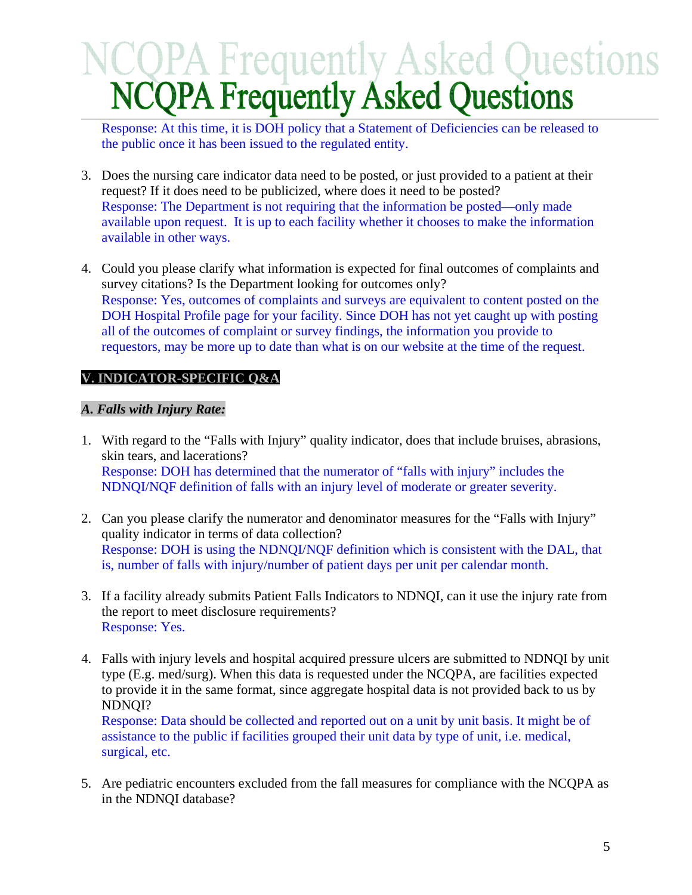Response: At this time, it is DOH policy that a Statement of Deficiencies can be released to the public once it has been issued to the regulated entity.

3. Does the nursing care indicator data need to be posted, or just provided to a patient at their request? If it does need to be publicized, where does it need to be posted?
   Response: The Department is not requiring that the information be posted—only made available upon request. It is up to each facility whether it chooses to make the information available in other ways.

4. Could you please clarify what information is expected for final outcomes of complaints and survey citations? Is the Department looking for outcomes only?
   Response: Yes, outcomes of complaints and surveys are equivalent to content posted on the DOH Hospital Profile page for your facility. Since DOH has not yet caught up with posting all of the outcomes of complaint or survey findings, the information you provide to requestors, may be more up to date than what is on our website at the time of the request.

## V. INDICATOR-SPECIFIC Q&A

### *A. Falls with Injury Rate:*

1. With regard to the "Falls with Injury" quality indicator, does that include bruises, abrasions, skin tears, and lacerations?
   Response: DOH has determined that the numerator of "falls with injury" includes the NDNQI/NQF definition of falls with an injury level of moderate or greater severity.

2. Can you please clarify the numerator and denominator measures for the "Falls with Injury" quality indicator in terms of data collection?
   Response: DOH is using the NDNQI/NQF definition which is consistent with the DAL, that is, number of falls with injury/number of patient days per unit per calendar month.

3. If a facility already submits Patient Falls Indicators to NDNQI, can it use the injury rate from the report to meet disclosure requirements?
   Response: Yes.

4. Falls with injury levels and hospital acquired pressure ulcers are submitted to NDNQI by unit type (E.g. med/surg). When this data is requested under the NCQPA, are facilities expected to provide it in the same format, since aggregate hospital data is not provided back to us by NDNQI?
   Response: Data should be collected and reported out on a unit by unit basis. It might be of assistance to the public if facilities grouped their unit data by type of unit, i.e. medical, surgical, etc.

5. Are pediatric encounters excluded from the fall measures for compliance with the NCQPA as in the NDNQI database?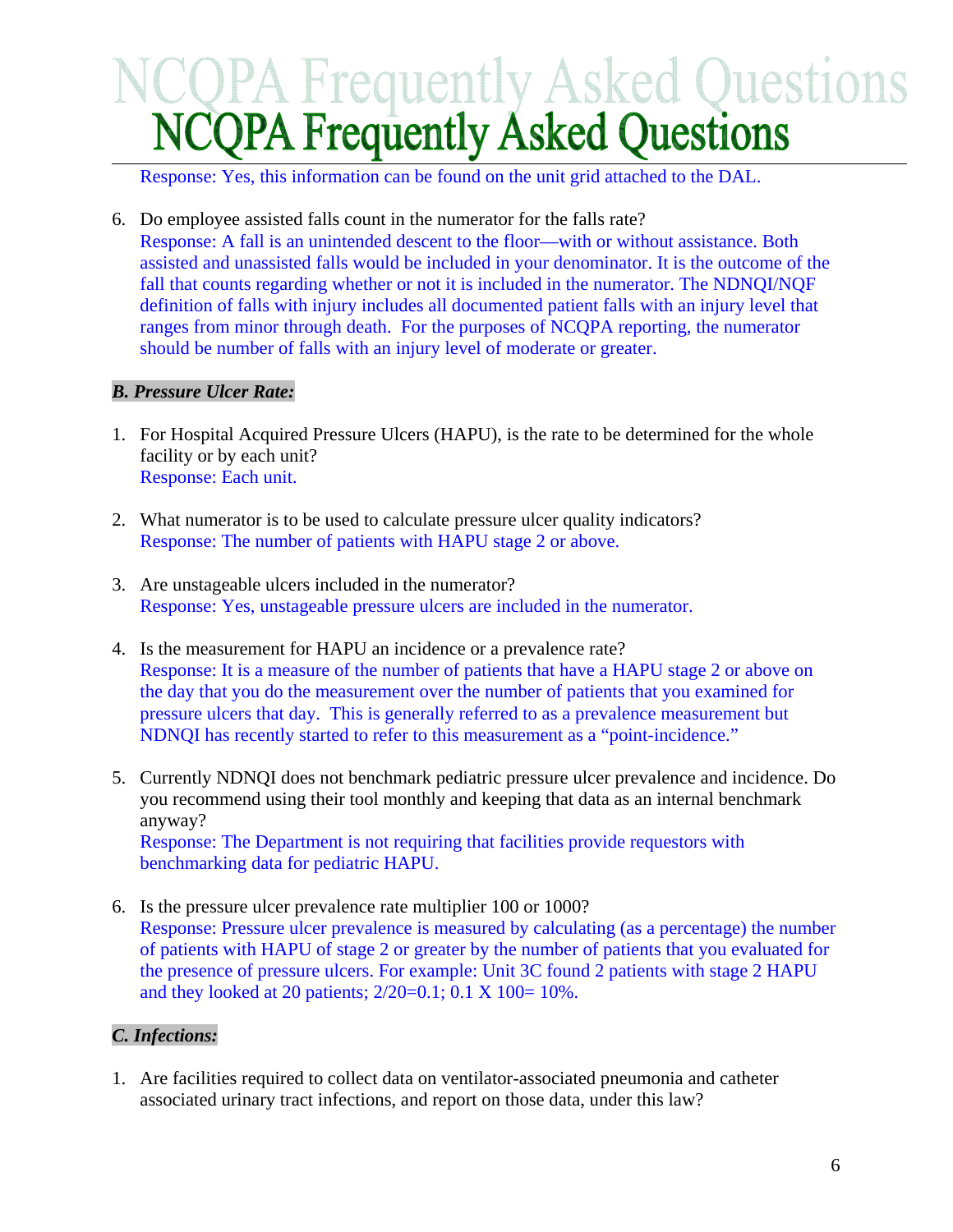Response: Yes, this information can be found on the unit grid attached to the DAL.

6. Do employee assisted falls count in the numerator for the falls rate?
   Response: A fall is an unintended descent to the floor—with or without assistance. Both assisted and unassisted falls would be included in your denominator. It is the outcome of the fall that counts regarding whether or not it is included in the numerator. The NDNQI/NQF definition of falls with injury includes all documented patient falls with an injury level that ranges from minor through death. For the purposes of NCQPA reporting, the numerator should be number of falls with an injury level of moderate or greater.

### *B. Pressure Ulcer Rate:*

1. For Hospital Acquired Pressure Ulcers (HAPU), is the rate to be determined for the whole facility or by each unit?
   Response: Each unit.

2. What numerator is to be used to calculate pressure ulcer quality indicators?
   Response: The number of patients with HAPU stage 2 or above.

3. Are unstageable ulcers included in the numerator?
   Response: Yes, unstageable pressure ulcers are included in the numerator.

4. Is the measurement for HAPU an incidence or a prevalence rate?
   Response: It is a measure of the number of patients that have a HAPU stage 2 or above on the day that you do the measurement over the number of patients that you examined for pressure ulcers that day. This is generally referred to as a prevalence measurement but NDNQI has recently started to refer to this measurement as a "point-incidence."

5. Currently NDNQI does not benchmark pediatric pressure ulcer prevalence and incidence. Do you recommend using their tool monthly and keeping that data as an internal benchmark anyway?
   Response: The Department is not requiring that facilities provide requestors with benchmarking data for pediatric HAPU.

6. Is the pressure ulcer prevalence rate multiplier 100 or 1000?
   Response: Pressure ulcer prevalence is measured by calculating (as a percentage) the number of patients with HAPU of stage 2 or greater by the number of patients that you evaluated for the presence of pressure ulcers. For example: Unit 3C found 2 patients with stage 2 HAPU and they looked at 20 patients; 2/20=0.1; 0.1 X 100= 10%.

### *C. Infections:*

1. Are facilities required to collect data on ventilator-associated pneumonia and catheter associated urinary tract infections, and report on those data, under this law?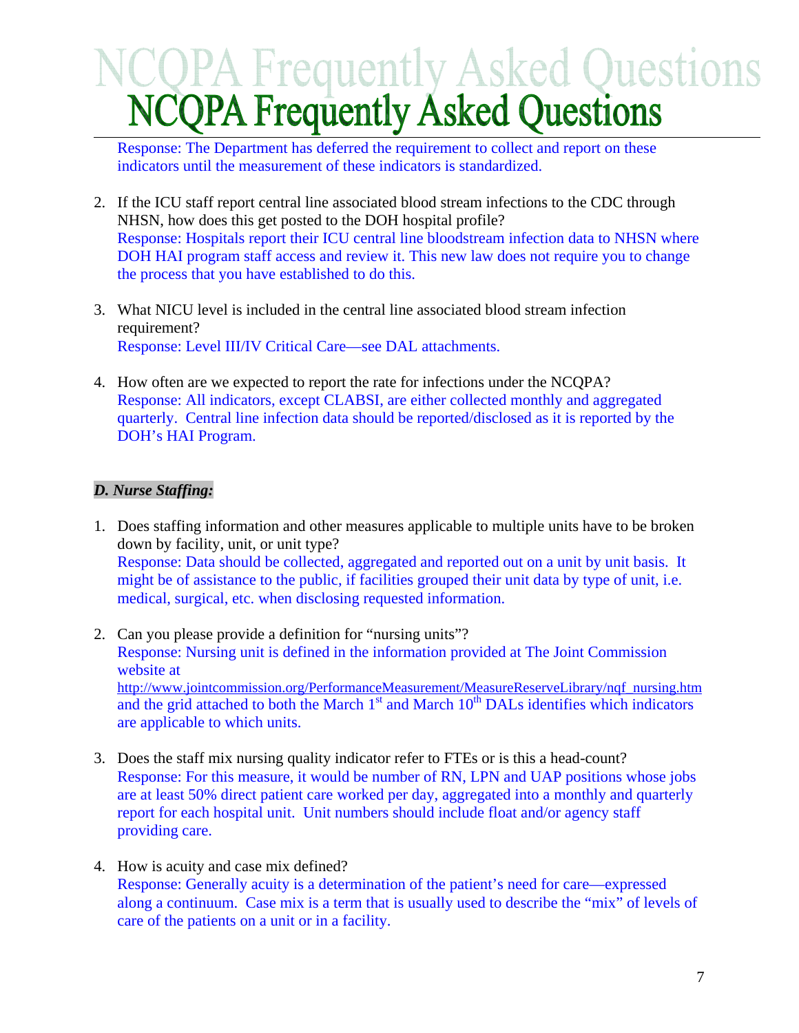Response: The Department has deferred the requirement to collect and report on these indicators until the measurement of these indicators is standardized.

2. If the ICU staff report central line associated blood stream infections to the CDC through NHSN, how does this get posted to the DOH hospital profile?
   Response: Hospitals report their ICU central line bloodstream infection data to NHSN where DOH HAI program staff access and review it. This new law does not require you to change the process that you have established to do this.

3. What NICU level is included in the central line associated blood stream infection requirement?
   Response: Level III/IV Critical Care—see DAL attachments.

4. How often are we expected to report the rate for infections under the NCQPA?
   Response: All indicators, except CLABSI, are either collected monthly and aggregated quarterly. Central line infection data should be reported/disclosed as it is reported by the DOH's HAI Program.

### *D. Nurse Staffing:*

1. Does staffing information and other measures applicable to multiple units have to be broken down by facility, unit, or unit type?
   Response: Data should be collected, aggregated and reported out on a unit by unit basis. It might be of assistance to the public, if facilities grouped their unit data by type of unit, i.e. medical, surgical, etc. when disclosing requested information.

2. Can you please provide a definition for "nursing units"?
   Response: Nursing unit is defined in the information provided at The Joint Commission website at http://www.jointcommission.org/PerformanceMeasurement/MeasureReserveLibrary/nqf_nursing.htm and the grid attached to both the March 1st and March 10th DALs identifies which indicators are applicable to which units.

3. Does the staff mix nursing quality indicator refer to FTEs or is this a head-count?
   Response: For this measure, it would be number of RN, LPN and UAP positions whose jobs are at least 50% direct patient care worked per day, aggregated into a monthly and quarterly report for each hospital unit. Unit numbers should include float and/or agency staff providing care.

4. How is acuity and case mix defined?
   Response: Generally acuity is a determination of the patient's need for care—expressed along a continuum. Case mix is a term that is usually used to describe the "mix" of levels of care of the patients on a unit or in a facility.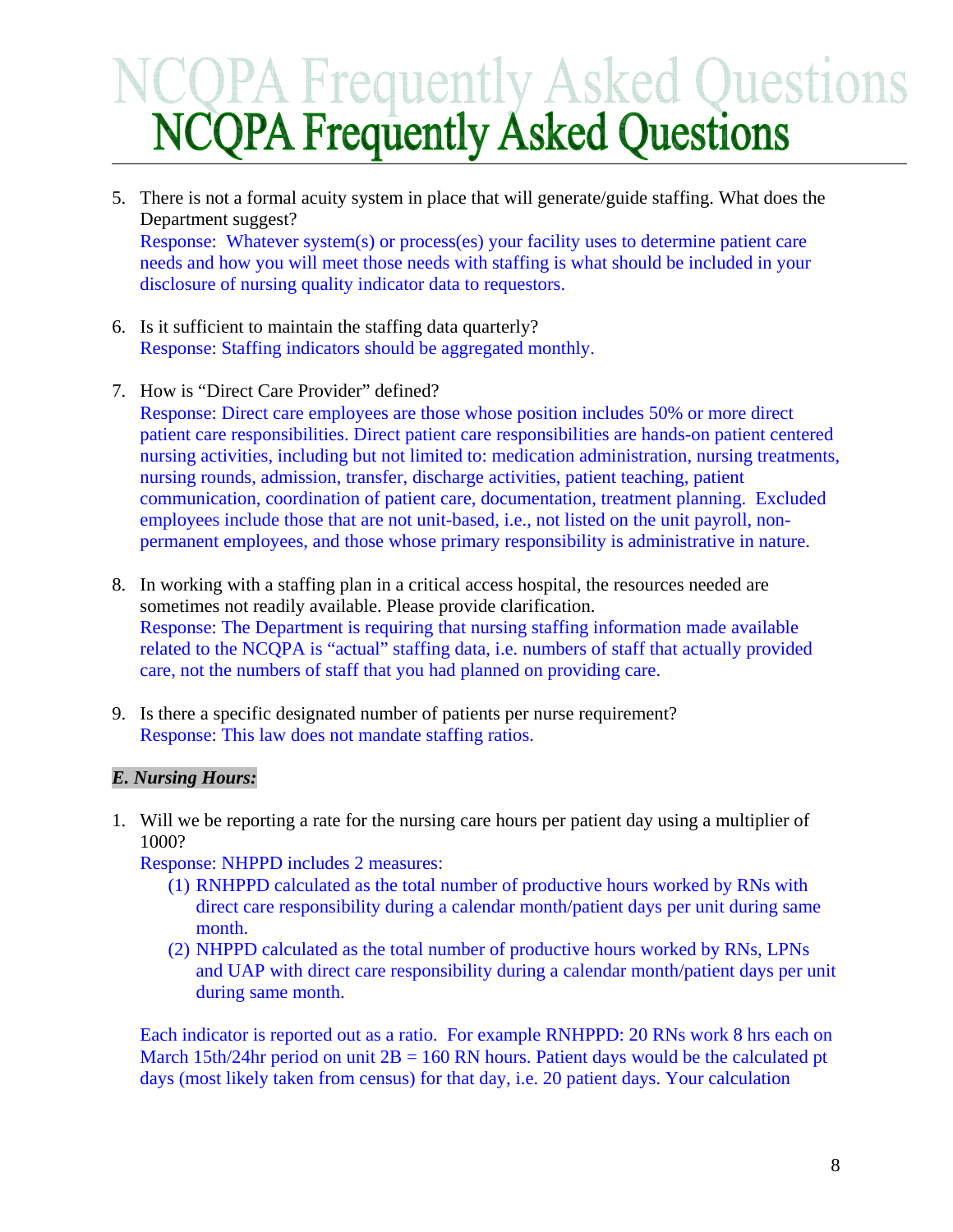5. There is not a formal acuity system in place that will generate/guide staffing. What does the Department suggest?
   Response: Whatever system(s) or process(es) your facility uses to determine patient care needs and how you will meet those needs with staffing is what should be included in your disclosure of nursing quality indicator data to requestors.

6. Is it sufficient to maintain the staffing data quarterly?
   Response: Staffing indicators should be aggregated monthly.

7. How is "Direct Care Provider" defined?
   Response: Direct care employees are those whose position includes 50% or more direct patient care responsibilities. Direct patient care responsibilities are hands-on patient centered nursing activities, including but not limited to: medication administration, nursing treatments, nursing rounds, admission, transfer, discharge activities, patient teaching, patient communication, coordination of patient care, documentation, treatment planning. Excluded employees include those that are not unit-based, i.e., not listed on the unit payroll, non-permanent employees, and those whose primary responsibility is administrative in nature.

8. In working with a staffing plan in a critical access hospital, the resources needed are sometimes not readily available. Please provide clarification.
   Response: The Department is requiring that nursing staffing information made available related to the NCQPA is "actual" staffing data, i.e. numbers of staff that actually provided care, not the numbers of staff that you had planned on providing care.

9. Is there a specific designated number of patients per nurse requirement?
   Response: This law does not mandate staffing ratios.

***E. Nursing Hours:***

1. Will we be reporting a rate for the nursing care hours per patient day using a multiplier of 1000?
   Response: NHPPD includes 2 measures:
   (1) RNHPPD calculated as the total number of productive hours worked by RNs with direct care responsibility during a calendar month/patient days per unit during same month.
   (2) NHPPD calculated as the total number of productive hours worked by RNs, LPNs and UAP with direct care responsibility during a calendar month/patient days per unit during same month.

   Each indicator is reported out as a ratio. For example RNHPPD: 20 RNs work 8 hrs each on March 15th/24hr period on unit 2B = 160 RN hours. Patient days would be the calculated pt days (most likely taken from census) for that day, i.e. 20 patient days. Your calculation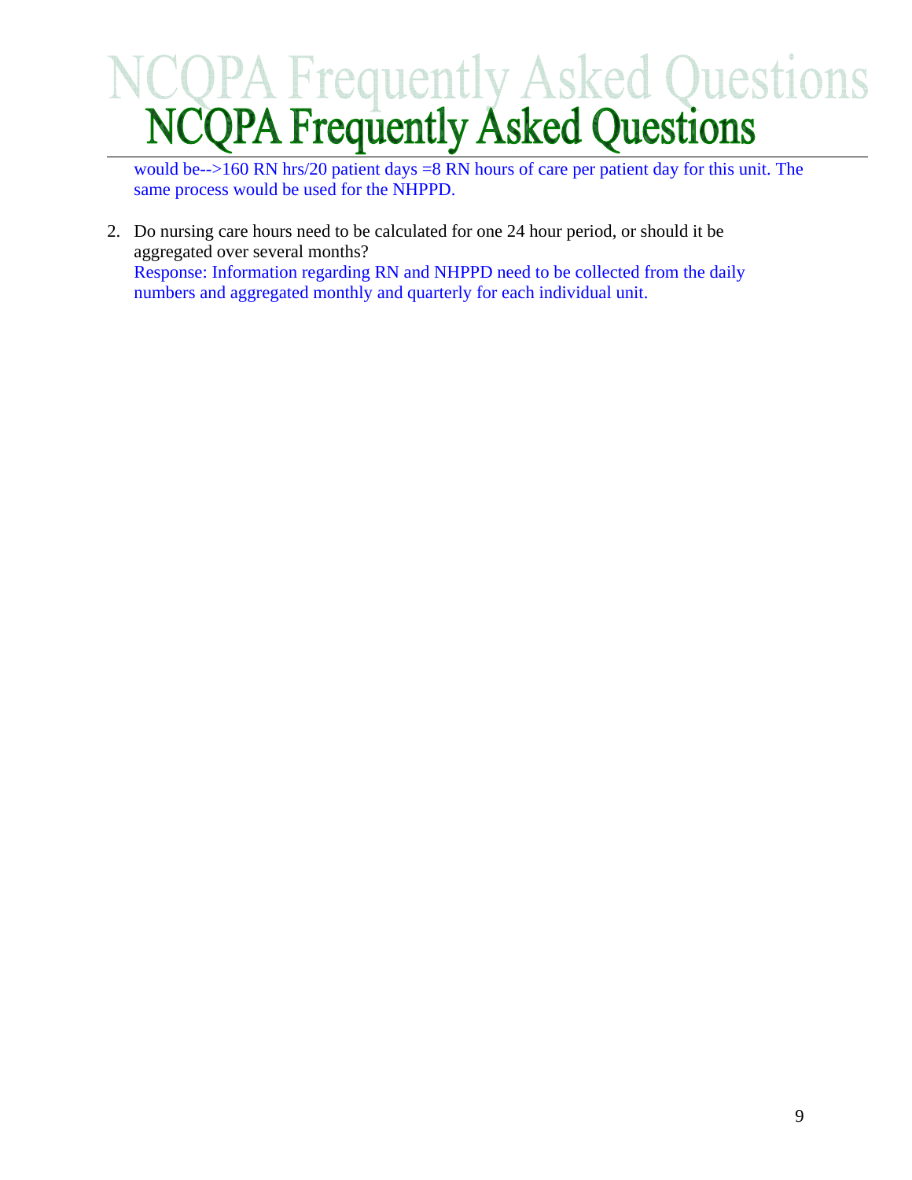would be-->160 RN hrs/20 patient days =8 RN hours of care per patient day for this unit. The same process would be used for the NHPPD.

2. Do nursing care hours need to be calculated for one 24 hour period, or should it be aggregated over several months?
   Response: Information regarding RN and NHPPD need to be collected from the daily numbers and aggregated monthly and quarterly for each individual unit.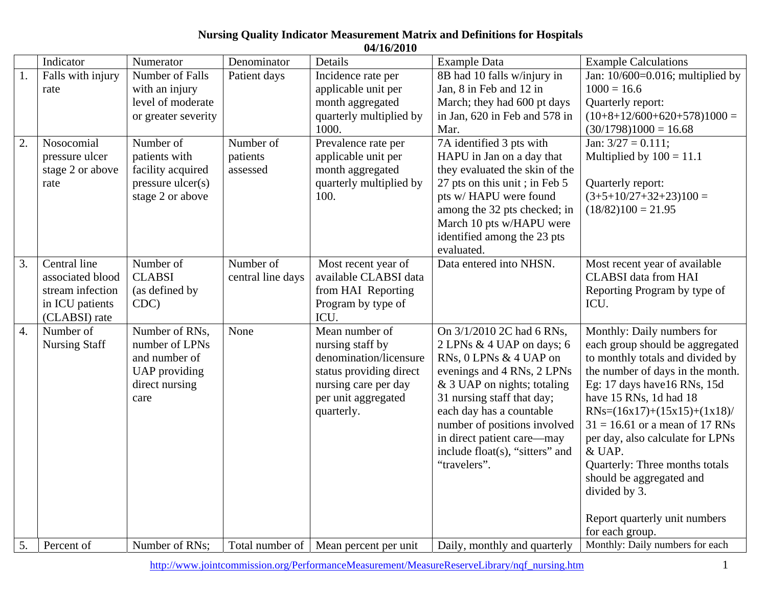**Nursing Quality Indicator Measurement Matrix and Definitions for Hospitals**
**04/16/2010**

| | Indicator | Numerator | Denominator | Details | Example Data | Example Calculations |
|---|---|---|---|---|---|---|
| 1. | Falls with injury rate | Number of Falls with an injury level of moderate or greater severity | Patient days | Incidence rate per applicable unit per month aggregated quarterly multiplied by 1000. | 8B had 10 falls w/injury in Jan, 8 in Feb and 12 in March; they had 600 pt days in Jan, 620 in Feb and 578 in Mar. | Jan: 10/600=0.016; multiplied by 1000 = 16.6<br>Quarterly report: (10+8+12/600+620+578)1000 = (30/1798)1000 = 16.68 |
| 2. | Nosocomial pressure ulcer stage 2 or above rate | Number of patients with facility acquired pressure ulcer(s) stage 2 or above | Number of patients assessed | Prevalence rate per applicable unit per month aggregated quarterly multiplied by 100. | 7A identified 3 pts with HAPU in Jan on a day that they evaluated the skin of the 27 pts on this unit ; in Feb 5 pts w/ HAPU were found among the 32 pts checked; in March 10 pts w/HAPU were identified among the 23 pts evaluated. | Jan: 3/27 = 0.111;<br>Multiplied by 100 = 11.1<br><br>Quarterly report: (3+5+10/27+32+23)100 = (18/82)100 = 21.95 |
| 3. | Central line associated blood stream infection in ICU patients (CLABSI) rate | Number of CLABSI (as defined by CDC) | Number of central line days | Most recent year of available CLABSI data from HAI Reporting Program by type of ICU. | Data entered into NHSN. | Most recent year of available CLABSI data from HAI Reporting Program by type of ICU. |
| 4. | Number of Nursing Staff | Number of RNs, number of LPNs and number of UAP providing direct nursing care | None | Mean number of nursing staff by denomination/licensure status providing direct nursing care per day per unit aggregated quarterly. | On 3/1/2010 2C had 6 RNs, 2 LPNs & 4 UAP on days; 6 RNs, 0 LPNs & 4 UAP on evenings and 4 RNs, 2 LPNs & 3 UAP on nights; totaling 31 nursing staff that day; each day has a countable number of positions involved in direct patient care—may include float(s), "sitters" and "travelers". | Monthly: Daily numbers for each group should be aggregated to monthly totals and divided by the number of days in the month. Eg: 17 days have16 RNs, 15d have 15 RNs, 1d had 18 RNs=(16x17)+(15x15)+(1x18)/ 31 = 16.61 or a mean of 17 RNs per day, also calculate for LPNs & UAP.<br>Quarterly: Three months totals should be aggregated and divided by 3.<br><br>Report quarterly unit numbers for each group. |
| 5. | Percent of | Number of RNs; | Total number of | Mean percent per unit | Daily, monthly and quarterly | Monthly: Daily numbers for each |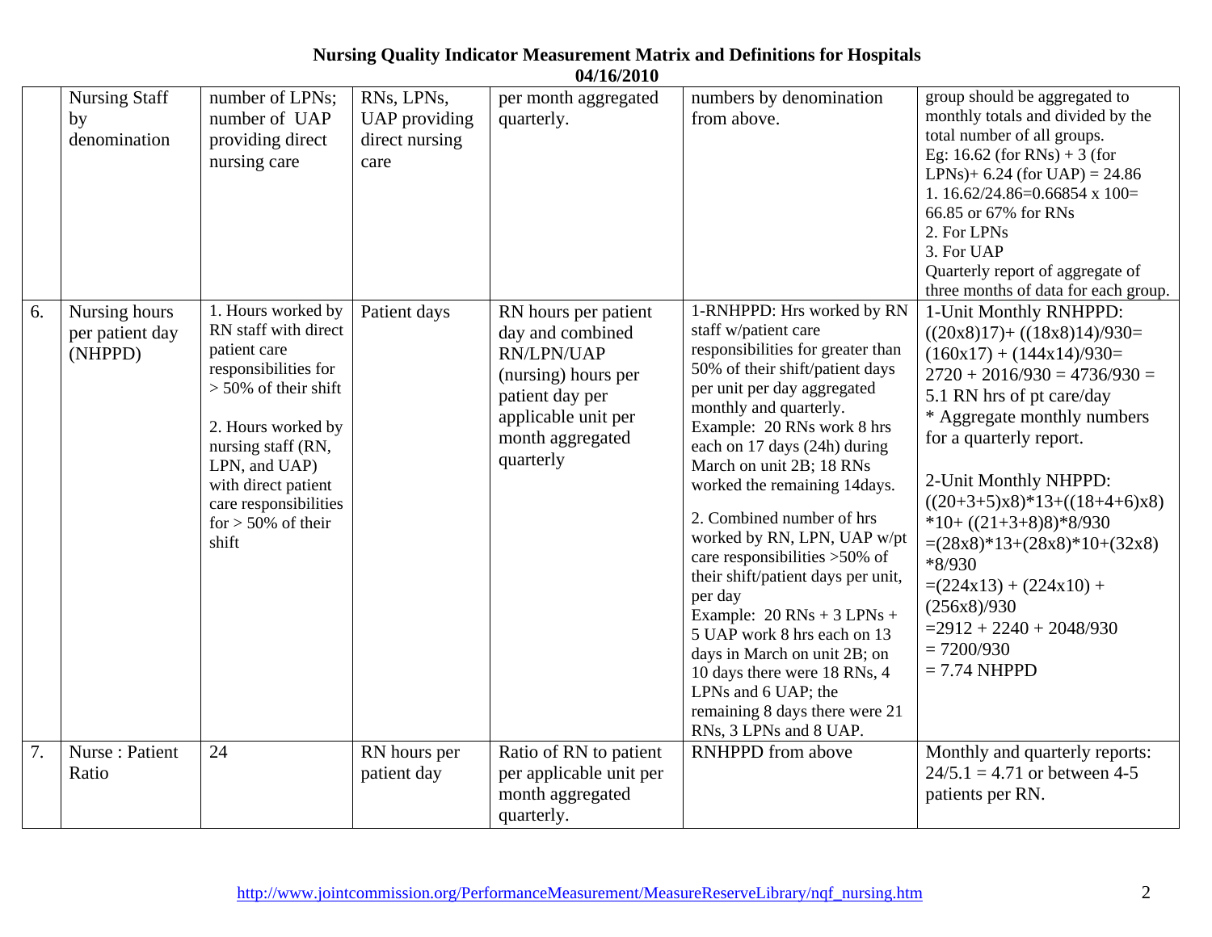# Nursing Quality Indicator Measurement Matrix and Definitions for Hospitals

**04/16/2010**

| | | | | | | |
|---|---|---|---|---|---|---|
| | Nursing Staff by denomination | number of LPNs; number of UAP providing direct nursing care | RNs, LPNs, UAP providing direct nursing care | per month aggregated quarterly. | numbers by denomination from above. | group should be aggregated to monthly totals and divided by the total number of all groups. Eg: 16.62 (for RNs) + 3 (for LPNs)+ 6.24 (for UAP) = 24.86<br>1. 16.62/24.86=0.66854 x 100= 66.85 or 67% for RNs<br>2. For LPNs<br>3. For UAP<br>Quarterly report of aggregate of three months of data for each group. |
| 6. | Nursing hours per patient day (NHPPD) | 1. Hours worked by RN staff with direct patient care responsibilities for > 50% of their shift<br><br>2. Hours worked by nursing staff (RN, LPN, and UAP) with direct patient care responsibilities for > 50% of their shift | Patient days | RN hours per patient day and combined RN/LPN/UAP (nursing) hours per patient day per applicable unit per month aggregated quarterly | 1-RNHPPD: Hrs worked by RN staff w/patient care responsibilities for greater than 50% of their shift/patient days per unit per day aggregated monthly and quarterly. Example: 20 RNs work 8 hrs each on 17 days (24h) during March on unit 2B; 18 RNs worked the remaining 14days.<br><br>2. Combined number of hrs worked by RN, LPN, UAP w/pt care responsibilities >50% of their shift/patient days per unit, per day<br>Example: 20 RNs + 3 LPNs + 5 UAP work 8 hrs each on 13 days in March on unit 2B; on 10 days there were 18 RNs, 4 LPNs and 6 UAP; the remaining 8 days there were 21 RNs, 3 LPNs and 8 UAP. | 1-Unit Monthly RNHPPD: ((20x8)17)+ ((18x8)14)/930= (160x17) + (144x14)/930= 2720 + 2016/930 = 4736/930 = 5.1 RN hrs of pt care/day<br>* Aggregate monthly numbers for a quarterly report.<br><br>2-Unit Monthly NHPPD: ((20+3+5)x8)*13+((18+4+6)x8) *10+ ((21+3+8)8)*8/930 =(28x8)*13+(28x8)*10+(32x8) *8/930 =(224x13) + (224x10) + (256x8)/930 =2912 + 2240 + 2048/930 = 7200/930 = 7.74 NHPPD |
| 7. | Nurse : Patient Ratio | 24 | RN hours per patient day | Ratio of RN to patient per applicable unit per month aggregated quarterly. | RNHPPD from above | Monthly and quarterly reports: 24/5.1 = 4.71 or between 4-5 patients per RN. |

http://www.jointcommission.org/PerformanceMeasurement/MeasureReserveLibrary/nqf_nursing.htm